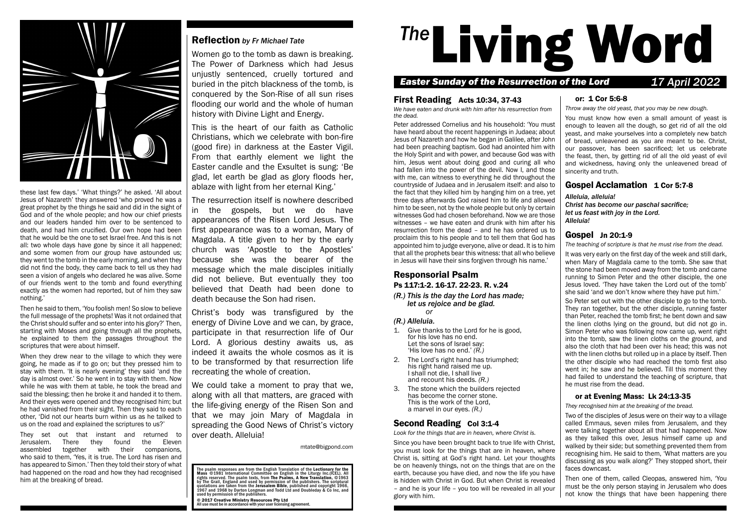# *The* Living Word

### *Easter Sunday of the Resurrection of the Lord* — *17 April 2022*

## First Reading Acts 10:34, 37-43

*We have eaten and drunk with him after his resurrection from the dead.*

Peter addressed Cornelius and his household: 'You must have heard about the recent happenings in Judaea; about Jesus of Nazareth and how he began in Galilee, after John had been preaching baptism. God had anointed him with the Holy Spirit and with power, and because God was with him, Jesus went about doing good and curing all who had fallen into the power of the devil. Now I, and those with me, can witness to everything he did throughout the countryside of Judaea and in Jerusalem itself: and also to the fact that they killed him by hanging him on a tree, yet three days afterwards God raised him to life and allowed him to be seen, not by the whole people but only by certain witnesses God had chosen beforehand. Now we are those witnesses – we have eaten and drunk with him after his resurrection from the dead – and he has ordered us to proclaim this to his people and to tell them that God has appointed him to judge everyone, alive or dead. It is to him that all the prophets bear this witness: that all who believe in Jesus will have their sins forgiven through his name.'

## Responsorial Psalm

### Ps 117:1-2. 16-17. 22-23. R. v.24

*(R.) This is the day the Lord has made;*
*let us rejoice and be glad.*
*or*
*(R.) Alleluia.*

1. Give thanks to the Lord for he is good,
   for his love has no end.
   Let the sons of Israel say:
   'His love has no end.' *(R.)*
2. The Lord's right hand has triumphed;
   his right hand raised me up.
   I shall not die, I shall live
   and recount his deeds. *(R.)*
3. The stone which the builders rejected
   has become the corner stone.
   This is the work of the Lord,
   a marvel in our eyes. *(R.)*

## Second Reading Col 3:1-4

*Look for the things that are in heaven, where Christ is.*

Since you have been brought back to true life with Christ, you must look for the things that are in heaven, where Christ is, sitting at God's right hand. Let your thoughts be on heavenly things, not on the things that are on the earth, because you have died, and now the life you have is hidden with Christ in God. But when Christ is revealed – and he is your life – you too will be revealed in all your glory with him.

### or: 1 Cor 5:6-8

*Throw away the old yeast, that you may be new dough.*

You must know how even a small amount of yeast is enough to leaven all the dough, so get rid of all the old yeast, and make yourselves into a completely new batch of bread, unleavened as you are meant to be. Christ, our passover, has been sacrificed; let us celebrate the feast, then, by getting rid of all the old yeast of evil and wickedness, having only the unleavened bread of sincerity and truth.

## Gospel Acclamation 1 Cor 5:7-8

*Alleluia, alleluia!*
*Christ has become our paschal sacrifice;*
*let us feast with joy in the Lord.*
*Alleluia!*

## Gospel Jn 20:1-9

*The teaching of scripture is that he must rise from the dead.*

It was very early on the first day of the week and still dark, when Mary of Magdala came to the tomb. She saw that the stone had been moved away from the tomb and came running to Simon Peter and the other disciple, the one Jesus loved. 'They have taken the Lord out of the tomb' she said 'and we don't know where they have put him.'

So Peter set out with the other disciple to go to the tomb. They ran together, but the other disciple, running faster than Peter, reached the tomb first; he bent down and saw the linen cloths lying on the ground, but did not go in. Simon Peter who was following now came up, went right into the tomb, saw the linen cloths on the ground, and also the cloth that had been over his head; this was not with the linen cloths but rolled up in a place by itself. Then the other disciple who had reached the tomb first also went in; he saw and he believed. Till this moment they had failed to understand the teaching of scripture, that he must rise from the dead.

### or at Evening Mass: Lk 24:13-35

*They recognised him at the breaking of the bread.*

Two of the disciples of Jesus were on their way to a village called Emmaus, seven miles from Jerusalem, and they were talking together about all that had happened. Now as they talked this over, Jesus himself came up and walked by their side; but something prevented them from recognising him. He said to them, 'What matters are you discussing as you walk along?' They stopped short, their faces downcast.

Then one of them, called Cleopas, answered him, 'You must be the only person staying in Jerusalem who does not know the things that have been happening there these last few days.' 'What things?' he asked. 'All about Jesus of Nazareth' they answered 'who proved he was a great prophet by the things he said and did in the sight of God and of the whole people; and how our chief priests and our leaders handed him over to be sentenced to death, and had him crucified. Our own hope had been that he would be the one to set Israel free. And this is not all: two whole days have gone by since it all happened; and some women from our group have astounded us; they went to the tomb in the early morning, and when they did not find the body, they came back to tell us they had seen a vision of angels who declared he was alive. Some of our friends went to the tomb and found everything exactly as the women had reported, but of him they saw nothing.'

Then he said to them, 'You foolish men! So slow to believe the full message of the prophets! Was it not ordained that the Christ should suffer and so enter into his glory?' Then, starting with Moses and going through all the prophets, he explained to them the passages throughout the scriptures that were about himself.

When they drew near to the village to which they were going, he made as if to go on; but they pressed him to stay with them. 'It is nearly evening' they said 'and the day is almost over.' So he went in to stay with them. Now while he was with them at table, he took the bread and said the blessing; then he broke it and handed it to them. And their eyes were opened and they recognised him; but he had vanished from their sight. Then they said to each other, 'Did not our hearts burn within us as he talked to us on the road and explained the scriptures to us?'

They set out that instant and returned to Jerusalem. There they found the Eleven assembled together with their companions, who said to them, 'Yes, it is true. The Lord has risen and has appeared to Simon.' Then they told their story of what had happened on the road and how they had recognised him at the breaking of bread.

## Reflection *by Fr Michael Tate*

Women go to the tomb as dawn is breaking. The Power of Darkness which had Jesus unjustly sentenced, cruelly tortured and buried in the pitch blackness of the tomb, is conquered by the Son-Rise of all sun rises flooding our world and the whole of human history with Divine Light and Energy.

This is the heart of our faith as Catholic Christians, which we celebrate with bon-fire (good fire) in darkness at the Easter Vigil. From that earthly element we light the Easter candle and the Exsultet is sung: 'Be glad, let earth be glad as glory floods her, ablaze with light from her eternal King.'

The resurrection itself is nowhere described in the gospels, but we do have appearances of the Risen Lord Jesus. The first appearance was to a woman, Mary of Magdala. A title given to her by the early church was 'Apostle to the Apostles' because she was the bearer of the message which the male disciples initially did not believe. But eventually they too believed that Death had been done to death because the Son had risen.

Christ's body was transfigured by the energy of Divine Love and we can, by grace, participate in that resurrection life of Our Lord. A glorious destiny awaits us, as indeed it awaits the whole cosmos as it is to be transformed by that resurrection life recreating the whole of creation.

We could take a moment to pray that we, along with all that matters, are graced with the life-giving energy of the Risen Son and that we may join Mary of Magdala in spreading the Good News of Christ's victory over death. Alleluia!

mtate@bigpond.com

The psalm responses are from the English Translation of the **Lectionary for the Mass** ©1981 International Committee on English in the Liturgy Inc.(ICEL). All rights reserved. The psalm texts, from **The Psalms, A New Translation**, ©1963 by The Grail, England and used by permission of the publishers. The scriptural quotations are taken from the **Jerusalem Bible**, published and copyright 1966, 1967 and 1968 by Darton Longman and Todd Ltd and Doubleday & Co Inc, and used by permission of the publishers.

**© 2017 Creative Ministry Resources Pty Ltd**
All use must be in accordance with your user licensing agreement.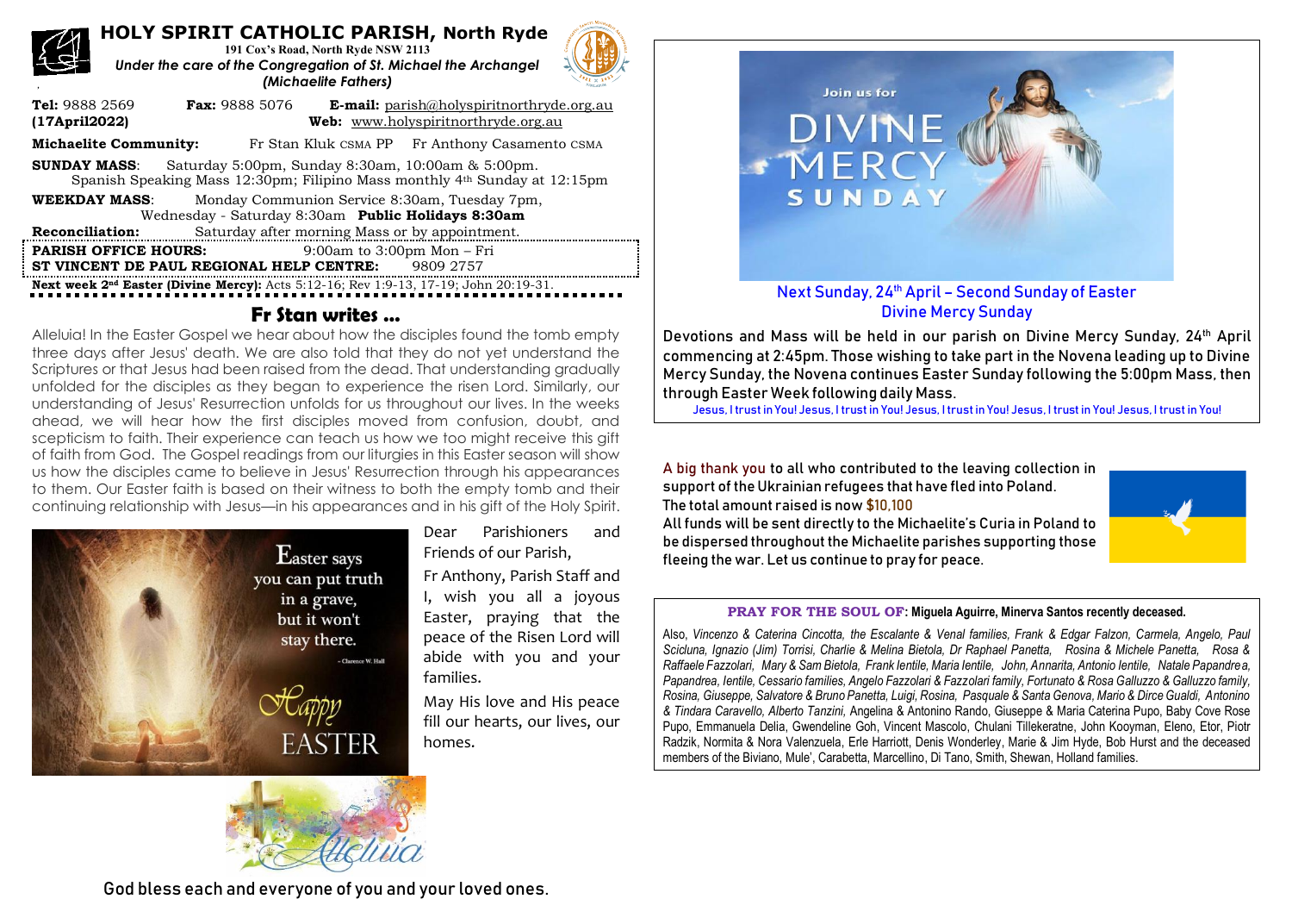# HOLY SPIRIT CATHOLIC PARISH, North Ryde

**191 Cox's Road, North Ryde NSW 2113**

*Under the care of the Congregation of St. Michael the Archangel (Michaelite Fathers)*

**Tel:** 9888 2569 **Fax:** 9888 5076 **E-mail:** parish@holyspiritnorthryde.org.au

**(17April2022)** **Web:** www.holyspiritnorthryde.org.au

**Michaelite Community:** Fr Stan Kluk CSMA PP Fr Anthony Casamento CSMA

**SUNDAY MASS**: Saturday 5:00pm, Sunday 8:30am, 10:00am & 5:00pm. Spanish Speaking Mass 12:30pm; Filipino Mass monthly 4th Sunday at 12:15pm

**WEEKDAY MASS**: Monday Communion Service 8:30am, Tuesday 7pm, Wednesday - Saturday 8:30am **Public Holidays 8:30am**

**Reconciliation:** Saturday after morning Mass or by appointment.

**PARISH OFFICE HOURS:** 9:00am to 3:00pm Mon – Fri

**ST VINCENT DE PAUL REGIONAL HELP CENTRE:** 9809 2757

**Next week 2nd Easter (Divine Mercy):** Acts 5:12-16; Rev 1:9-13, 17-19; John 20:19-31.

## Fr Stan writes ...

Alleluia! In the Easter Gospel we hear about how the disciples found the tomb empty three days after Jesus' death. We are also told that they do not yet understand the Scriptures or that Jesus had been raised from the dead. That understanding gradually unfolded for the disciples as they began to experience the risen Lord. Similarly, our understanding of Jesus' Resurrection unfolds for us throughout our lives. In the weeks ahead, we will hear how the first disciples moved from confusion, doubt, and scepticism to faith. Their experience can teach us how we too might receive this gift of faith from God. The Gospel readings from our liturgies in this Easter season will show us how the disciples came to believe in Jesus' Resurrection through his appearances to them. Our Easter faith is based on their witness to both the empty tomb and their continuing relationship with Jesus—in his appearances and in his gift of the Holy Spirit.

Dear Parishioners and Friends of our Parish,

Fr Anthony, Parish Staff and I, wish you all a joyous Easter, praying that the peace of the Risen Lord will abide with you and your families.

May His love and His peace fill our hearts, our lives, our homes.

God bless each and everyone of you and your loved ones.

Next Sunday, 24th April – Second Sunday of Easter
Divine Mercy Sunday

Devotions and Mass will be held in our parish on Divine Mercy Sunday, 24th April commencing at 2:45pm. Those wishing to take part in the Novena leading up to Divine Mercy Sunday, the Novena continues Easter Sunday following the 5:00pm Mass, then through Easter Week following daily Mass.

Jesus, I trust in You! Jesus, I trust in You! Jesus, I trust in You! Jesus, I trust in You! Jesus, I trust in You!

A big thank you to all who contributed to the leaving collection in support of the Ukrainian refugees that have fled into Poland. The total amount raised is now $10,100

All funds will be sent directly to the Michaelite's Curia in Poland to be dispersed throughout the Michaelite parishes supporting those fleeing the war. Let us continue to pray for peace.

**PRAY FOR THE SOUL OF: Miguela Aguirre, Minerva Santos recently deceased.**

Also, *Vincenzo & Caterina Cincotta, the Escalante & Venal families, Frank & Edgar Falzon, Carmela, Angelo, Paul Scicluna, Ignazio (Jim) Torrisi, Charlie & Melina Bietola, Dr Raphael Panetta, Rosina & Michele Panetta, Rosa & Raffaele Fazzolari, Mary & Sam Bietola, Frank Ientile, Maria Ientile, John, Annarita, Antonio Ientile, Natale Papandrea, Papandrea, Ientile, Cessario families, Angelo Fazzolari & Fazzolari family, Fortunato & Rosa Galluzzo & Galluzzo family, Rosina, Giuseppe, Salvatore & Bruno Panetta, Luigi, Rosina, Pasquale & Santa Genova, Mario & Dirce Gualdi, Antonino & Tindara Caravello, Alberto Tanzini,* Angelina & Antonino Rando, Giuseppe & Maria Caterina Pupo, Baby Cove Rose Pupo, Emmanuela Delia, Gwendeline Goh, Vincent Mascolo, Chulani Tillekeratne, John Kooyman, Eleno, Etor, Piotr Radzik, Normita & Nora Valenzuela, Erle Harriott, Denis Wonderley, Marie & Jim Hyde, Bob Hurst and the deceased members of the Biviano, Mule', Carabetta, Marcellino, Di Tano, Smith, Shewan, Holland families.